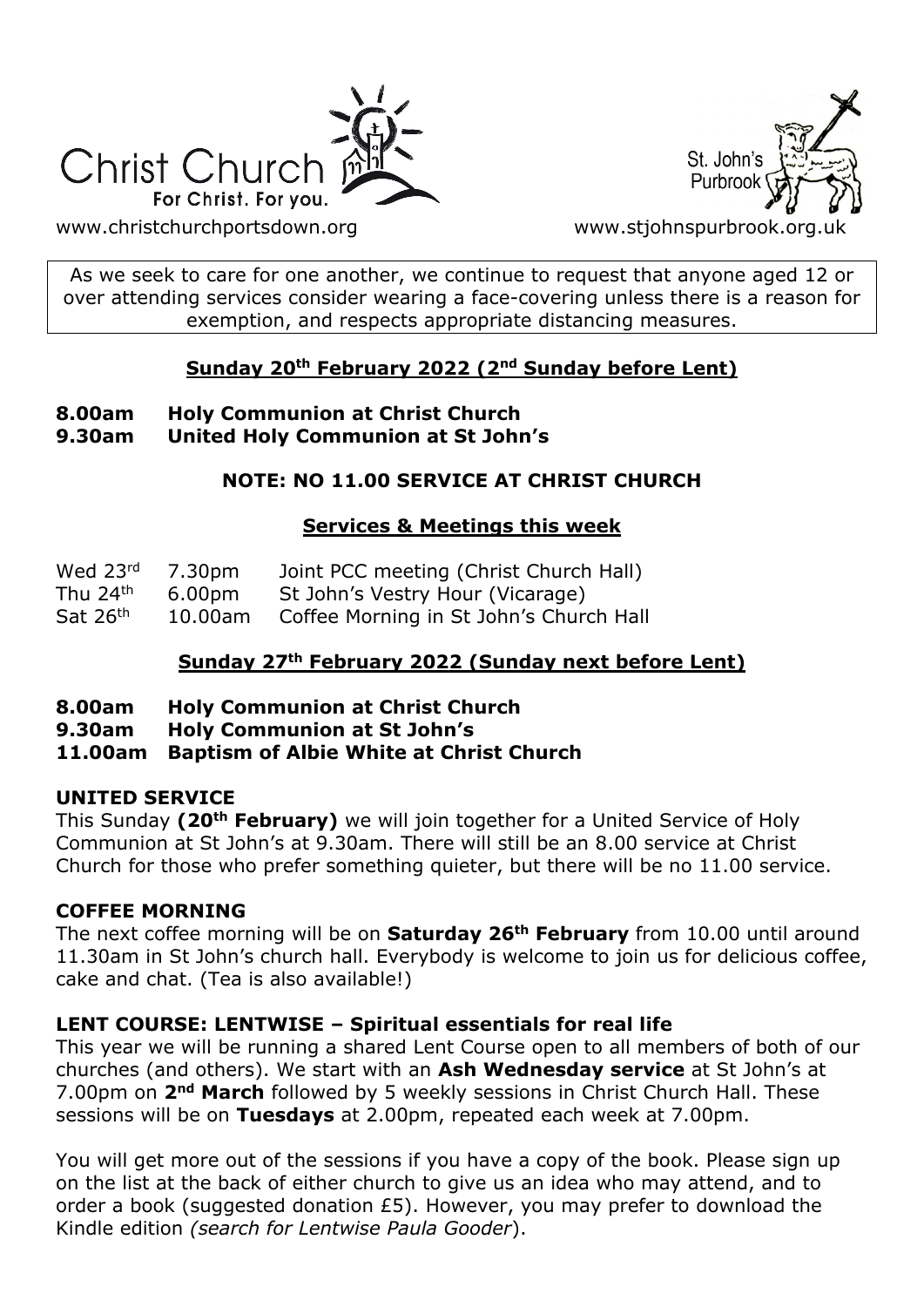Christ Church
For Christ. For you.

St. John's Purbrook

www.christchurchportsdown.org www.stjohnspurbrook.org.uk

As we seek to care for one another, we continue to request that anyone aged 12 or over attending services consider wearing a face-covering unless there is a reason for exemption, and respects appropriate distancing measures.

## Sunday 20th February 2022 (2nd Sunday before Lent)

**8.00am Holy Communion at Christ Church**
**9.30am United Holy Communion at St John's**

**NOTE: NO 11.00 SERVICE AT CHRIST CHURCH**

## Services & Meetings this week

| | | |
|---|---|---|
| Wed 23rd | 7.30pm | Joint PCC meeting (Christ Church Hall) |
| Thu 24th | 6.00pm | St John's Vestry Hour (Vicarage) |
| Sat 26th | 10.00am | Coffee Morning in St John's Church Hall |

## Sunday 27th February 2022 (Sunday next before Lent)

**8.00am Holy Communion at Christ Church**
**9.30am Holy Communion at St John's**
**11.00am Baptism of Albie White at Christ Church**

### UNITED SERVICE

This Sunday **(20th February)** we will join together for a United Service of Holy Communion at St John's at 9.30am. There will still be an 8.00 service at Christ Church for those who prefer something quieter, but there will be no 11.00 service.

### COFFEE MORNING

The next coffee morning will be on **Saturday 26th February** from 10.00 until around 11.30am in St John's church hall. Everybody is welcome to join us for delicious coffee, cake and chat. (Tea is also available!)

### LENT COURSE: LENTWISE – Spiritual essentials for real life

This year we will be running a shared Lent Course open to all members of both of our churches (and others). We start with an **Ash Wednesday service** at St John's at 7.00pm on **2nd March** followed by 5 weekly sessions in Christ Church Hall. These sessions will be on **Tuesdays** at 2.00pm, repeated each week at 7.00pm.

You will get more out of the sessions if you have a copy of the book. Please sign up on the list at the back of either church to give us an idea who may attend, and to order a book (suggested donation £5). However, you may prefer to download the Kindle edition *(search for Lentwise Paula Gooder*).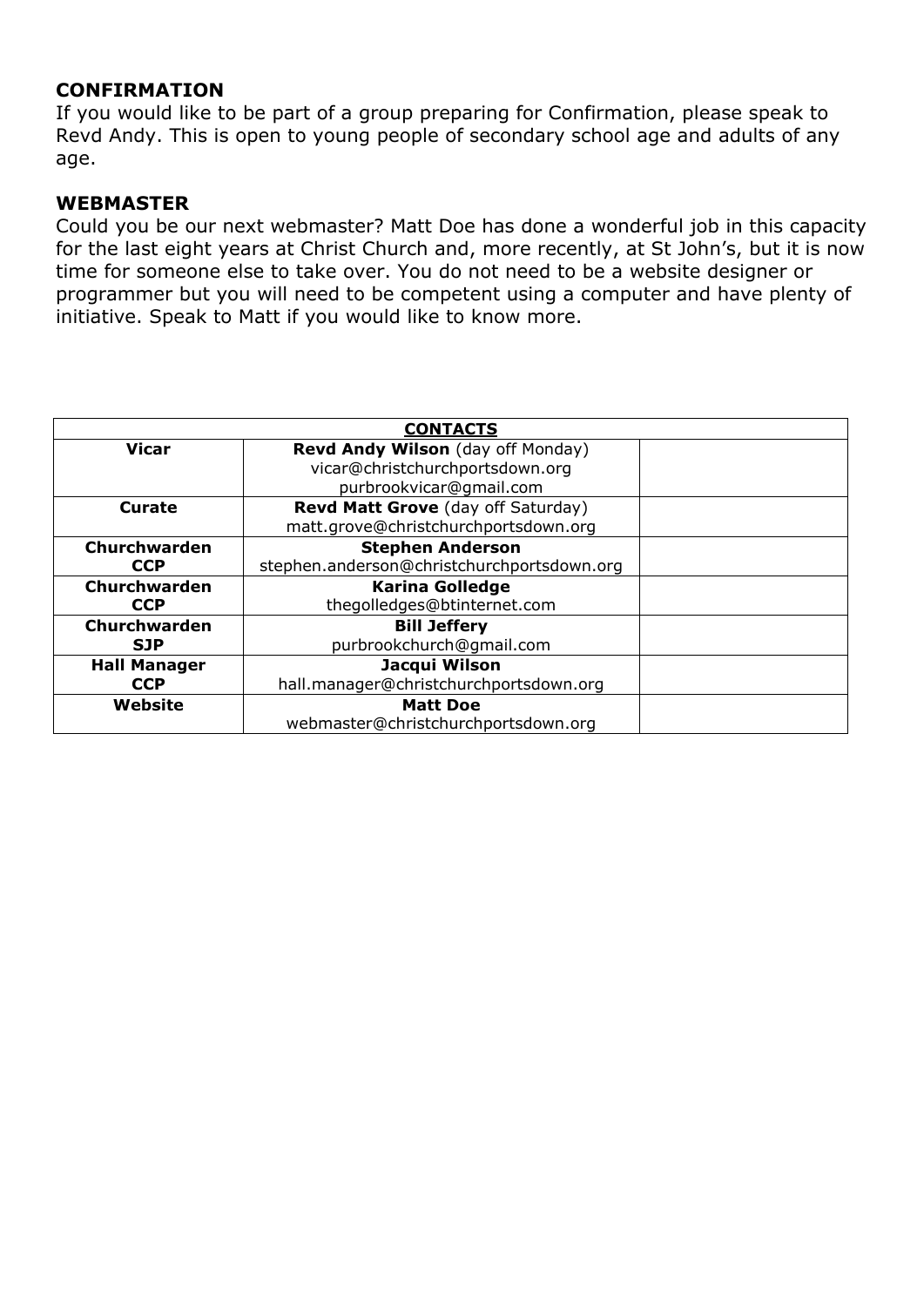**CONFIRMATION**

If you would like to be part of a group preparing for Confirmation, please speak to Revd Andy. This is open to young people of secondary school age and adults of any age.

**WEBMASTER**

Could you be our next webmaster? Matt Doe has done a wonderful job in this capacity for the last eight years at Christ Church and, more recently, at St John's, but it is now time for someone else to take over. You do not need to be a website designer or programmer but you will need to be competent using a computer and have plenty of initiative. Speak to Matt if you would like to know more.

| **CONTACTS** | | |
|---|---|---|
| **Vicar** | **Revd Andy Wilson** (day off Monday)<br>vicar@christchurchportsdown.org<br>purbrookvicar@gmail.com | |
| **Curate** | **Revd Matt Grove** (day off Saturday)<br>matt.grove@christchurchportsdown.org | |
| **Churchwarden CCP** | **Stephen Anderson**<br>stephen.anderson@christchurchportsdown.org | |
| **Churchwarden CCP** | **Karina Golledge**<br>thegolledges@btinternet.com | |
| **Churchwarden SJP** | **Bill Jeffery**<br>purbrookchurch@gmail.com | |
| **Hall Manager CCP** | **Jacqui Wilson**<br>hall.manager@christchurchportsdown.org | |
| **Website** | **Matt Doe**<br>webmaster@christchurchportsdown.org | |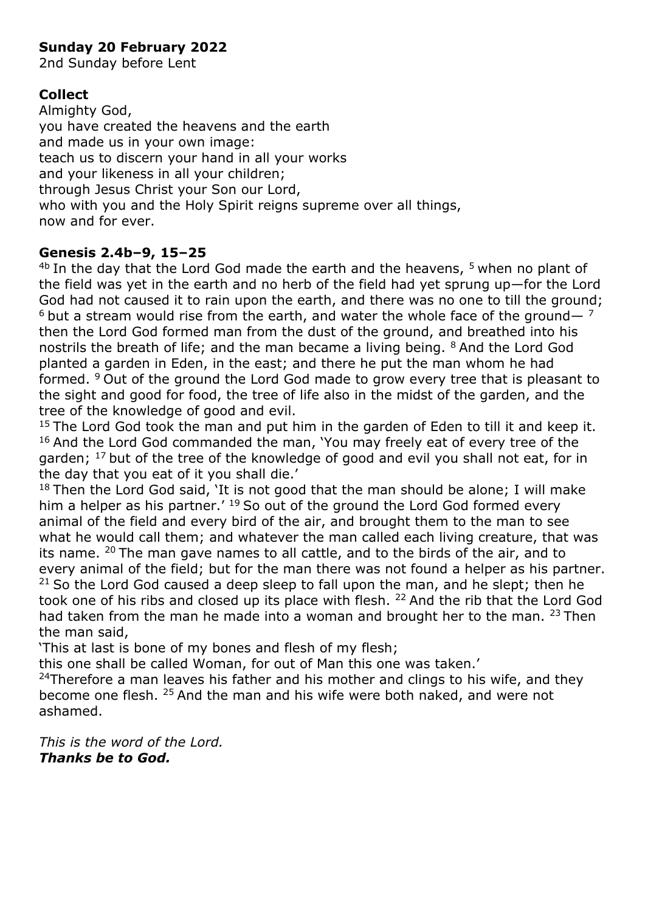**Sunday 20 February 2022**
2nd Sunday before Lent

**Collect**
Almighty God,
you have created the heavens and the earth
and made us in your own image:
teach us to discern your hand in all your works
and your likeness in all your children;
through Jesus Christ your Son our Lord,
who with you and the Holy Spirit reigns supreme over all things,
now and for ever.

**Genesis 2.4b–9, 15–25**
[4b] In the day that the Lord God made the earth and the heavens, [5] when no plant of the field was yet in the earth and no herb of the field had yet sprung up—for the Lord God had not caused it to rain upon the earth, and there was no one to till the ground; [6] but a stream would rise from the earth, and water the whole face of the ground— [7] then the Lord God formed man from the dust of the ground, and breathed into his nostrils the breath of life; and the man became a living being. [8] And the Lord God planted a garden in Eden, in the east; and there he put the man whom he had formed. [9] Out of the ground the Lord God made to grow every tree that is pleasant to the sight and good for food, the tree of life also in the midst of the garden, and the tree of the knowledge of good and evil.
[15] The Lord God took the man and put him in the garden of Eden to till it and keep it. [16] And the Lord God commanded the man, 'You may freely eat of every tree of the garden; [17] but of the tree of the knowledge of good and evil you shall not eat, for in the day that you eat of it you shall die.'
[18] Then the Lord God said, 'It is not good that the man should be alone; I will make him a helper as his partner.' [19] So out of the ground the Lord God formed every animal of the field and every bird of the air, and brought them to the man to see what he would call them; and whatever the man called each living creature, that was its name. [20] The man gave names to all cattle, and to the birds of the air, and to every animal of the field; but for the man there was not found a helper as his partner. [21] So the Lord God caused a deep sleep to fall upon the man, and he slept; then he took one of his ribs and closed up its place with flesh. [22] And the rib that the Lord God had taken from the man he made into a woman and brought her to the man. [23] Then the man said,
'This at last is bone of my bones and flesh of my flesh;
this one shall be called Woman, for out of Man this one was taken.'
[24]Therefore a man leaves his father and his mother and clings to his wife, and they become one flesh. [25] And the man and his wife were both naked, and were not ashamed.

*This is the word of the Lord.*
***Thanks be to God.***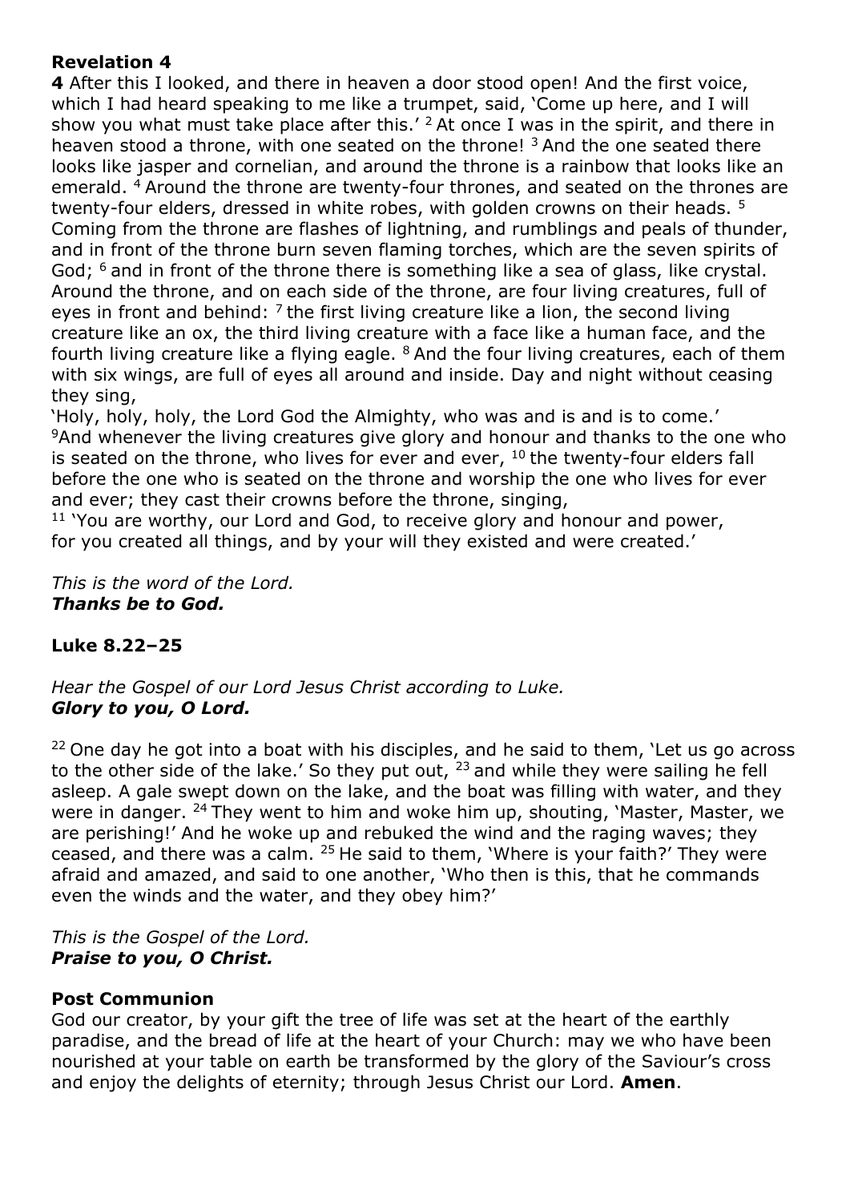**Revelation 4**

**4** After this I looked, and there in heaven a door stood open! And the first voice, which I had heard speaking to me like a trumpet, said, 'Come up here, and I will show you what must take place after this.' [2] At once I was in the spirit, and there in heaven stood a throne, with one seated on the throne! [3] And the one seated there looks like jasper and cornelian, and around the throne is a rainbow that looks like an emerald. [4] Around the throne are twenty-four thrones, and seated on the thrones are twenty-four elders, dressed in white robes, with golden crowns on their heads. [5] Coming from the throne are flashes of lightning, and rumblings and peals of thunder, and in front of the throne burn seven flaming torches, which are the seven spirits of God; [6] and in front of the throne there is something like a sea of glass, like crystal. Around the throne, and on each side of the throne, are four living creatures, full of eyes in front and behind: [7] the first living creature like a lion, the second living creature like an ox, the third living creature with a face like a human face, and the fourth living creature like a flying eagle. [8] And the four living creatures, each of them with six wings, are full of eyes all around and inside. Day and night without ceasing they sing,

'Holy, holy, holy, the Lord God the Almighty, who was and is and is to come.'

[9]And whenever the living creatures give glory and honour and thanks to the one who is seated on the throne, who lives for ever and ever, [10] the twenty-four elders fall before the one who is seated on the throne and worship the one who lives for ever and ever; they cast their crowns before the throne, singing,

[11] 'You are worthy, our Lord and God, to receive glory and honour and power, for you created all things, and by your will they existed and were created.'

*This is the word of the Lord.*
***Thanks be to God.***

**Luke 8.22–25**

*Hear the Gospel of our Lord Jesus Christ according to Luke.*
***Glory to you, O Lord.***

[22] One day he got into a boat with his disciples, and he said to them, 'Let us go across to the other side of the lake.' So they put out, [23] and while they were sailing he fell asleep. A gale swept down on the lake, and the boat was filling with water, and they were in danger. [24] They went to him and woke him up, shouting, 'Master, Master, we are perishing!' And he woke up and rebuked the wind and the raging waves; they ceased, and there was a calm. [25] He said to them, 'Where is your faith?' They were afraid and amazed, and said to one another, 'Who then is this, that he commands even the winds and the water, and they obey him?'

*This is the Gospel of the Lord.*
***Praise to you, O Christ.***

**Post Communion**

God our creator, by your gift the tree of life was set at the heart of the earthly paradise, and the bread of life at the heart of your Church: may we who have been nourished at your table on earth be transformed by the glory of the Saviour's cross and enjoy the delights of eternity; through Jesus Christ our Lord. **Amen**.